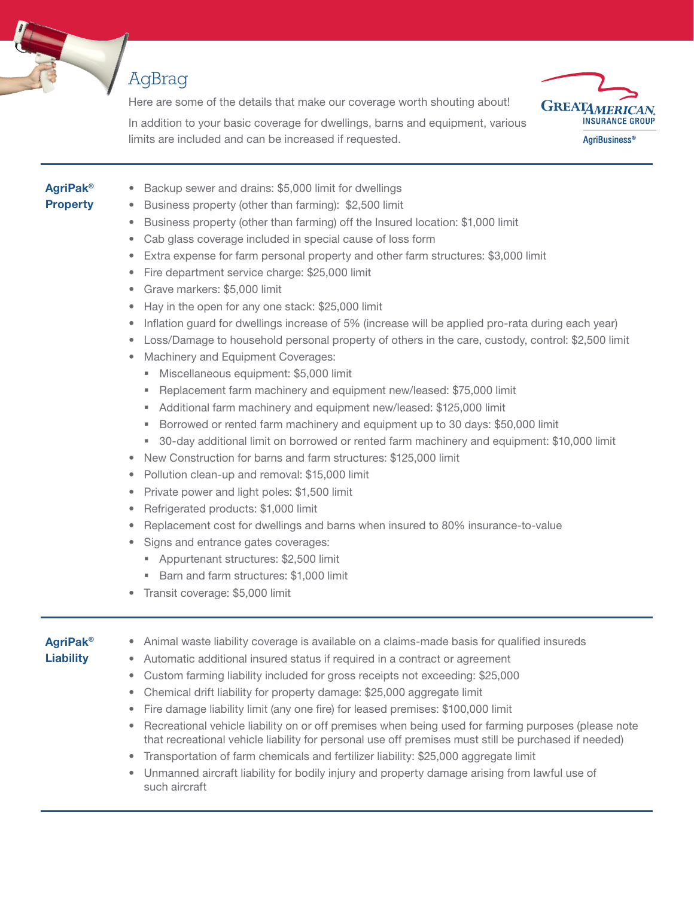# AgBrag

Here are some of the details that make our coverage worth shouting about!

In addition to your basic coverage for dwellings, barns and equipment, various limits are included and can be increased if requested.

GREAT AMERICAN INSURANCE GROUP
AgriBusiness®

## AgriPak® Property

- Backup sewer and drains: $5,000 limit for dwellings
- Business property (other than farming): $2,500 limit
- Business property (other than farming) off the Insured location: $1,000 limit
- Cab glass coverage included in special cause of loss form
- Extra expense for farm personal property and other farm structures: $3,000 limit
- Fire department service charge: $25,000 limit
- Grave markers: $5,000 limit
- Hay in the open for any one stack: $25,000 limit
- Inflation guard for dwellings increase of 5% (increase will be applied pro-rata during each year)
- Loss/Damage to household personal property of others in the care, custody, control: $2,500 limit
- Machinery and Equipment Coverages:
  - Miscellaneous equipment: $5,000 limit
  - Replacement farm machinery and equipment new/leased: $75,000 limit
  - Additional farm machinery and equipment new/leased: $125,000 limit
  - Borrowed or rented farm machinery and equipment up to 30 days: $50,000 limit
  - 30-day additional limit on borrowed or rented farm machinery and equipment: $10,000 limit
- New Construction for barns and farm structures: $125,000 limit
- Pollution clean-up and removal: $15,000 limit
- Private power and light poles: $1,500 limit
- Refrigerated products: $1,000 limit
- Replacement cost for dwellings and barns when insured to 80% insurance-to-value
- Signs and entrance gates coverages:
  - Appurtenant structures: $2,500 limit
  - Barn and farm structures: $1,000 limit
- Transit coverage: $5,000 limit

## AgriPak® Liability

- Animal waste liability coverage is available on a claims-made basis for qualified insureds
- Automatic additional insured status if required in a contract or agreement
- Custom farming liability included for gross receipts not exceeding: $25,000
- Chemical drift liability for property damage: $25,000 aggregate limit
- Fire damage liability limit (any one fire) for leased premises: $100,000 limit
- Recreational vehicle liability on or off premises when being used for farming purposes (please note that recreational vehicle liability for personal use off premises must still be purchased if needed)
- Transportation of farm chemicals and fertilizer liability: $25,000 aggregate limit
- Unmanned aircraft liability for bodily injury and property damage arising from lawful use of such aircraft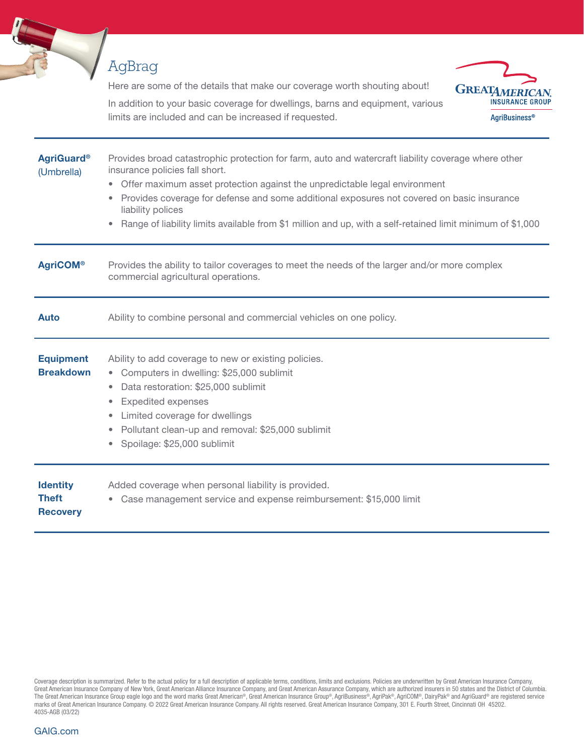# AgBrag

Here are some of the details that make our coverage worth shouting about!

In addition to your basic coverage for dwellings, barns and equipment, various limits are included and can be increased if requested.

GREAT AMERICAN INSURANCE GROUP
AgriBusiness®

**AgriGuard®** (Umbrella)

Provides broad catastrophic protection for farm, auto and watercraft liability coverage where other insurance policies fall short.

- Offer maximum asset protection against the unpredictable legal environment
- Provides coverage for defense and some additional exposures not covered on basic insurance liability polices
- Range of liability limits available from $1 million and up, with a self-retained limit minimum of $1,000

**AgriCOM®**

Provides the ability to tailor coverages to meet the needs of the larger and/or more complex commercial agricultural operations.

**Auto**

Ability to combine personal and commercial vehicles on one policy.

**Equipment Breakdown**

Ability to add coverage to new or existing policies.

- Computers in dwelling: $25,000 sublimit
- Data restoration: $25,000 sublimit
- Expedited expenses
- Limited coverage for dwellings
- Pollutant clean-up and removal: $25,000 sublimit
- Spoilage: $25,000 sublimit

**Identity Theft Recovery**

Added coverage when personal liability is provided.

- Case management service and expense reimbursement: $15,000 limit

Coverage description is summarized. Refer to the actual policy for a full description of applicable terms, conditions, limits and exclusions. Policies are underwritten by Great American Insurance Company, Great American Insurance Company of New York, Great American Alliance Insurance Company, and Great American Assurance Company, which are authorized insurers in 50 states and the District of Columbia. The Great American Insurance Group eagle logo and the word marks Great American®, Great American Insurance Group®, AgriBusiness®, AgriPak®, AgriCOM®, DairyPak® and AgriGuard® are registered service marks of Great American Insurance Company. © 2022 Great American Insurance Company. All rights reserved. Great American Insurance Company, 301 E. Fourth Street, Cincinnati OH 45202.
4035-AGB (03/22)

GAIG.com